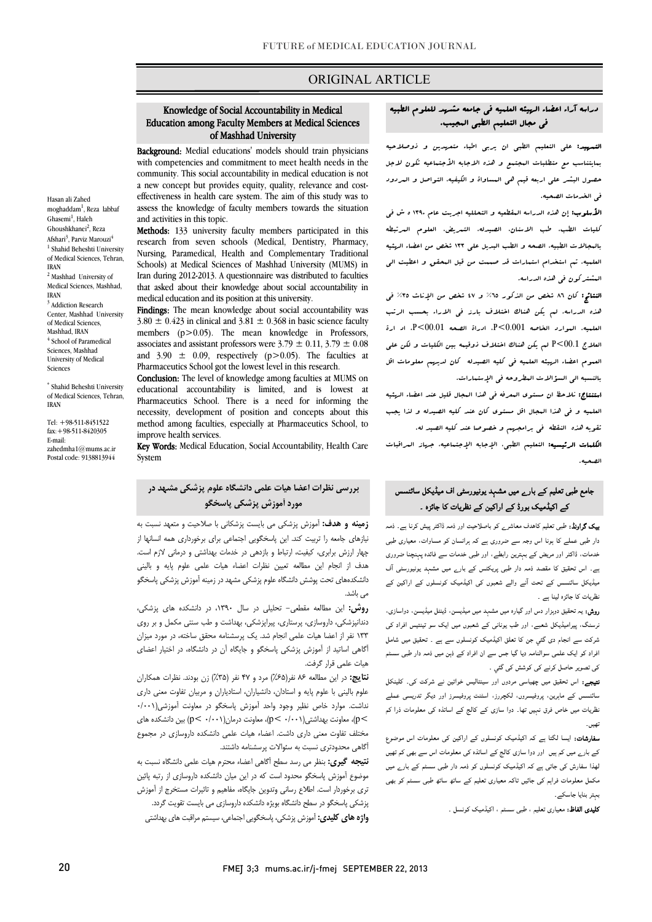ORIGINAL ARTICLE

# Knowledge of Social Accountability in Medical Education among Faculty Members at Medical Sciences of Mashhad University

Hasan ali Zahed moghaddam[1], Reza labbaf Ghasemi[1], Haleh Ghoushkhanei[2], Reza Afshari[3], Parviz Marouzi[4]

[1] Shahid Beheshti University of Medical Sciences, Tehran, IRAN
[2] Mashhad University of Medical Sciences, Mashhad, IRAN
[3] Addiction Research Center, Mashhad University of Medical Sciences, Mashhad, IRAN
[4] School of Paramedical Sciences, Mashhad University of Medical Sciences

* Shahid Beheshti University of Medical Sciences, Tehran, IRAN

Tel: +98-511-8451522
fax: +98-511-8420305
E-mail: zahedmha1@mums.ac.ir
Postal code: 9138813944

**Background:** Medial educations' models should train physicians with competencies and commitment to meet health needs in the community. This social accountability in medical education is not a new concept but provides equity, quality, relevance and cost-effectiveness in health care system. The aim of this study was to assess the knowledge of faculty members towards the situation and activities in this topic.

**Methods:** 133 university faculty members participated in this research from seven schools (Medical, Dentistry, Pharmacy, Nursing, Paramedical, Health and Complementary Traditional Schools) at Medical Sciences of Mashhad University (MUMS) in Iran during 2012-2013. A questionnaire was distributed to faculties that asked about their knowledge about social accountability in medical education and its position at this university.

**Findings:** The mean knowledge about social accountability was $3.80 \pm 0.423$ in clinical and $3.81 \pm 0.368$ in basic science faculty members ($p>0.05$). The mean knowledge in Professors, associates and assistant professors were $3.79 \pm 0.11$, $3.79 \pm 0.08$ and $3.90 \pm 0.09$, respectively ($p>0.05$). The faculties at Pharmaceutics School got the lowest level in this research.

**Conclusion:** The level of knowledge among faculties at MUMS on educational accountability is limited, and is lowest at Pharmaceutics School. There is a need for informing the necessity, development of position and concepts about this method among faculties, especially at Pharmaceutics School, to improve health services.

**Key Words:** Medical Education, Social Accountability, Health Care System

## دراسة آراء اعضاء الهيئة العلمية في جامعة مشهد للعلوم الطبية في مجال التعليم الطبي المجيب.

**التمهيد:** على التعليم الطبي ان يربي اطباء متمرسين و ذوصلاحية بمايتناسب مع متطلبات المجتمع و هذه الاجابة الأجتماعية تكون لاجل حصول البشر على اربعة قيم هي المساواة و الكيفية، التواصل و المردود في الخدمات الصحية.

**الأسلوب:** إن هذه الدراسة المقطعية و التحليلية اجريت عام ١٣٩٠ ه ش في كليات الطب، طب الاسنان، الصيدلة، التمريض، العلوم المرتبطة بالمجالات الطبية، الصحة و الطب البديل على ١٣٣ شخص من اعضاء الهيئة العلمية. تم استخدام استمارات قد صممت من قبل المحقق و اعطيت الى المشتركون في هذه الدراسة.

**النتائج:** كان ٨٦ شخص من الذكور ٦٥٪ و ٤٧ شخص من الإناث ٣٥٪ في هذه الدراسة. لم يكن هناك اختلاف بارز في الاراء بحسب الرتب العلمية. الموارد الخاصة P<0.001، ادراة الصحة P<00.01، او ادرة العلاج P<00.1 لم يكن هناك اختلاف ذوقيمة بين الكليات و لكن على العموم اعضاء الهيئة العلمية في كلية الصيدلة كان لديهم معلومات اقل بالنسبة الى السؤالات المطروحة في الإستمارات.

**استنتاج:** نلاحظ ان مستوى المعرفة في هذا المجال قليل عند اعضاء الهيئة العلمية و في هذا المجال اقل مستوى كان عند كلية الصيدلة و لذا يجب تقوية هذه النقطة في برامجهم و خصوصا عند كلية الصيد له.

**الكلمات الرئيسية:** التعليم الطبي، الإجابة الإجتماعية، جهاز المراقبات الصحية.

## بررسی نظرات اعضا هیات علمی دانشگاه علوم پزشکی مشهد در مورد آموزش پزشکی پاسخگو

**زمینه و هدف:** آموزش پزشکی می بایست پزشکانی با صلاحیت و متعهد نسبت به نیازهای جامعه را تربیت کند. این پاسخگویی اجتماعی برای برخورداری همه انسانها از چهار ارزش برابری، کیفیت، ارتباط و بازدهی در خدمات بهداشتی و درمانی لازم است. هدف از انجام این مطالعه تعیین نظرات اعضاء هیات علمی علوم پایه و بالینی دانشکده‌های تحت پوشش دانشگاه علوم پزشکی مشهد در زمینه آموزش پزشکی پاسخگو می باشد.

**روش:** این مطالعه مقطعی- تحلیلی در سال ۱۳۹۰، در دانشکده های پزشکی، دندانپزشکی، داروسازی، پرستاری، پیراپزشکی، بهداشت و طب سنتی مکمل و بر روی ۱۳۳ نفر از اعضا هیات علمی انجام شد. یک پرسشنامه محقق ساخته، در مورد میزان آگاهی اساتید از آموزش پزشکی پاسخگو و جایگاه آن در دانشگاه، در اختیار اعضای هیات علمی قرار گرفت.

**نتایج:** در این مطالعه ۸۶ نفر(۶۵٪) مرد و ۴۷ نفر (۳۵٪) زن بودند. نظرات همکاران علوم بالینی با علوم پایه و استادان، دانشیاران، استادیاران و مربیان تفاوت معنی داری نداشت. موارد خاص نظیر وجود واحد آموزش پاسخگو در معاونت آموزشی(۰/۰۰۱ >p)، معاونت بهداشتی(۰/۰۰۱ >p)، معاونت درمان(۰/۰۰۱ >p) بین دانشکده های مختلف تفاوت معنی داری داشت. اعضاء هیات علمی دانشکده داروسازی در مجموع آگاهی محدودتری نسبت به سئوالات پرسشنامه داشتند.

**نتیجه گیری:** بنظر می رسد سطح آگاهی اعضاء محترم هیات علمی دانشگاه نسبت به موضوع آموزش پاسخگو محدود است که در این میان دانشکده داروسازی از رتبه پائین تری برخوردار است. اطلاع رسانی وتدوین جایگاه، مفاهیم و تاثیرات مستخرج از آموزش پزشکی پاسخگو در سطح دانشگاه بویژه دانشکده داروسازی می بایست تقویت گردد.

**واژه های کلیدی:** آموزش پزشکی، پاسخگویی اجتماعی، سیستم مراقبت های بهداشتی

## جامع طبی تعلیم کے بارے میں مشہد یونیورسٹی اف میڈیکل سائنسس کے اکیڈمیک بورڈ کے اراکین کے نظریات کا جائزہ ۔

**بیک گراونڈ:** طبی تعلیم کاھدف معاشرے کو باصلاحیت اور ذمہ ذاکٹر پیش کرنا ہے ۔ ذمہ دار طبی عملے کا ہونا اس وجہ سے ضروری ہے کہ ہرانسان کو مساوات، معیاری طبی خدمات، ڈاکٹر اور مریض کے بہترین رابطے، اور طبی خدمات سے فائدہ پہنچنا ضروری ہے ۔ اس تحقیق کا مقصد ذمہ دار طبی پریکٹس کے بارے میں مشہد یونیورسٹی آف میڈیکل سائنسس کے تحت آنے والے شعبوں کی اکیڈمیک کونسلوں کے اراکین کے نظریات کا جائزہ لینا ہے ۔

**روش:** یہ تحقیق دوہزار دس اور گیارہ میں مشہد میں میڈیسن، ڈینٹل میڈیسن، دواسازی، نرسنگ، پیرامیڈیکل شعبے، اور طب یونانی کے شعبوں میں ایک سو تینتیس افراد کی شرکت سے انجام دی گئي جن کا تعلق اکیڈمیک کونسلوں سے ہے ۔ تحقیق میں شامل افراد کو ایک علمی سوالنامہ دیا گیا جس سے ان افراد کے ذہن میں ذمہ دار طبی سسٹم کی تصویر حاصل کرنے کی کوشش کی گئي ۔

**نتیجے:** اس تحقیق میں چھیاسی مردوں اور سینتالیس خواتین نے شرکت کی۔ کلینکل سائنسس کے ماہرین، پروفیسروں، لکچررز، اسسٹنٹ پروفیسرز اور دیگر تدریسی عملے نظریات میں خاص فرق نہیں تھا۔ دوا سازی کے کالج کے اساتذہ کی معلومات ذرا کم تھیں۔

**سفارشات:** ایسا لگتا ہے کہ اکیڈمیک کونسلوں کے اراکین کی معلومات اس موضوع کے بارے میں کم ہیں اور دوا سازی کالج کے اساتذہ کی معلومات اس سے بھی کم تھیں لھذا سفارش کی جاتی ہے کہ اکیڈمیک کونسلوں کو ذمہ دار طبی سسٹم کے بارے میں مکمل معلومات فراہم کی جائيں تاکہ معیاری تعلیم کے ساتھ طبی سسٹم کو بھی بہتر بنایا جاسکے۔

**کلیدی الفاظ:** معیاری تعلیم ، طبی سسٹم ، اکیڈمیک کونسل ۔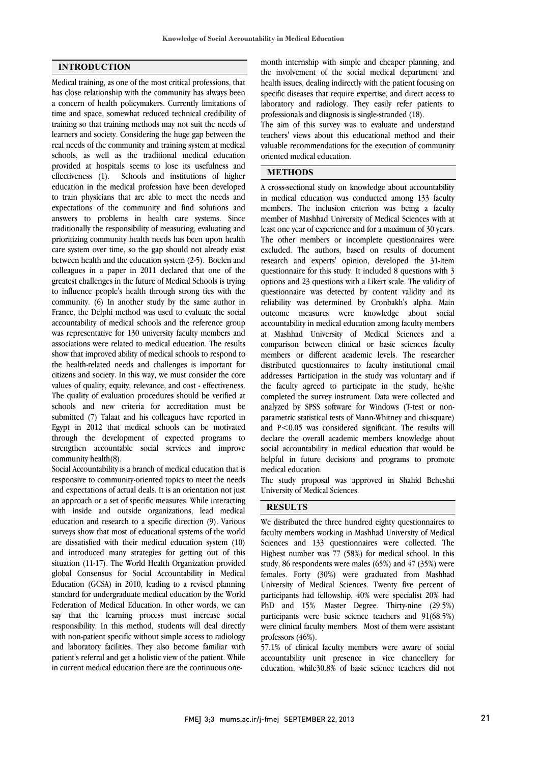## INTRODUCTION

Medical training, as one of the most critical professions, that has close relationship with the community has always been a concern of health policymakers. Currently limitations of time and space, somewhat reduced technical credibility of training so that training methods may not suit the needs of learners and society. Considering the huge gap between the real needs of the community and training system at medical schools, as well as the traditional medical education provided at hospitals seems to lose its usefulness and effectiveness (1). Schools and institutions of higher education in the medical profession have been developed to train physicians that are able to meet the needs and expectations of the community and find solutions and answers to problems in health care systems. Since traditionally the responsibility of measuring, evaluating and prioritizing community health needs has been upon health care system over time, so the gap should not already exist between health and the education system (2-5). Boelen and colleagues in a paper in 2011 declared that one of the greatest challenges in the future of Medical Schools is trying to influence people's health through strong ties with the community. (6) In another study by the same author in France, the Delphi method was used to evaluate the social accountability of medical schools and the reference group was representative for 130 university faculty members and associations were related to medical education. The results show that improved ability of medical schools to respond to the health-related needs and challenges is important for citizens and society. In this way, we must consider the core values of quality, equity, relevance, and cost - effectiveness. The quality of evaluation procedures should be verified at schools and new criteria for accreditation must be submitted (7) Talaat and his colleagues have reported in Egypt in 2012 that medical schools can be motivated through the development of expected programs to strengthen accountable social services and improve community health(8).

Social Accountability is a branch of medical education that is responsive to community-oriented topics to meet the needs and expectations of actual deals. It is an orientation not just an approach or a set of specific measures. While interacting with inside and outside organizations, lead medical education and research to a specific direction (9). Various surveys show that most of educational systems of the world are dissatisfied with their medical education system (10) and introduced many strategies for getting out of this situation (11-17). The World Health Organization provided global Consensus for Social Accountability in Medical Education (GCSA) in 2010, leading to a revised planning standard for undergraduate medical education by the World Federation of Medical Education. In other words, we can say that the learning process must increase social responsibility. In this method, students will deal directly with non-patient specific without simple access to radiology and laboratory facilities. They also become familiar with patient's referral and get a holistic view of the patient. While in current medical education there are the continuous one-month internship with simple and cheaper planning, and the involvement of the social medical department and health issues, dealing indirectly with the patient focusing on specific diseases that require expertise, and direct access to laboratory and radiology. They easily refer patients to professionals and diagnosis is single-stranded (18).

The aim of this survey was to evaluate and understand teachers' views about this educational method and their valuable recommendations for the execution of community oriented medical education.

## METHODS

A cross-sectional study on knowledge about accountability in medical education was conducted among 133 faculty members. The inclusion criterion was being a faculty member of Mashhad University of Medical Sciences with at least one year of experience and for a maximum of 30 years. The other members or incomplete questionnaires were excluded. The authors, based on results of document research and experts' opinion, developed the 31-item questionnaire for this study. It included 8 questions with 3 options and 23 questions with a Likert scale. The validity of questionnaire was detected by content validity and its reliability was determined by Cronbakh's alpha. Main outcome measures were knowledge about social accountability in medical education among faculty members at Mashhad University of Medical Sciences and a comparison between clinical or basic sciences faculty members or different academic levels. The researcher distributed questionnaires to faculty institutional email addresses. Participation in the study was voluntary and if the faculty agreed to participate in the study, he/she completed the survey instrument. Data were collected and analyzed by SPSS software for Windows (T-test or non-parametric statistical tests of Mann-Whitney and chi-square) and $P<0.05$ was considered significant. The results will declare the overall academic members knowledge about social accountability in medical education that would be helpful in future decisions and programs to promote medical education.

The study proposal was approved in Shahid Beheshti University of Medical Sciences.

## RESULTS

We distributed the three hundred eighty questionnaires to faculty members working in Mashhad University of Medical Sciences and 133 questionnaires were collected. The Highest number was 77 (58%) for medical school. In this study, 86 respondents were males (65%) and 47 (35%) were females. Forty (30%) were graduated from Mashhad University of Medical Sciences. Twenty five percent of participants had fellowship, 40% were specialist 20% had PhD and 15% Master Degree. Thirty-nine (29.5%) participants were basic science teachers and 91(68.5%) were clinical faculty members. Most of them were assistant professors (46%).

57.1% of clinical faculty members were aware of social accountability unit presence in vice chancellery for education, while30.8% of basic science teachers did not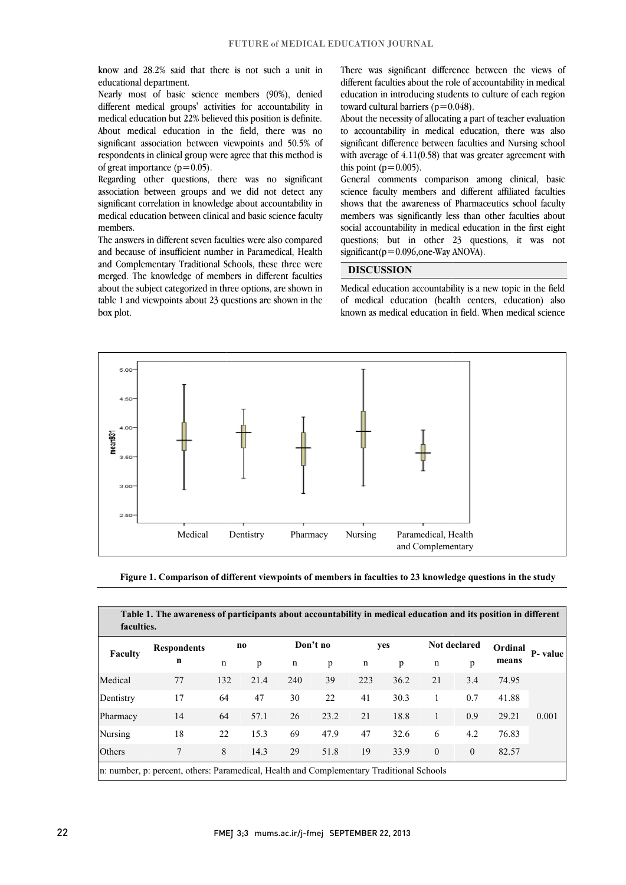know and 28.2% said that there is not such a unit in educational department.

Nearly most of basic science members (90%), denied different medical groups' activities for accountability in medical education but 22% believed this position is definite. About medical education in the field, there was no significant association between viewpoints and 50.5% of respondents in clinical group were agree that this method is of great importance (p=0.05).

Regarding other questions, there was no significant association between groups and we did not detect any significant correlation in knowledge about accountability in medical education between clinical and basic science faculty members.

The answers in different seven faculties were also compared and because of insufficient number in Paramedical, Health and Complementary Traditional Schools, these three were merged. The knowledge of members in different faculties about the subject categorized in three options, are shown in table 1 and viewpoints about 23 questions are shown in the box plot.

There was significant difference between the views of different faculties about the role of accountability in medical education in introducing students to culture of each region toward cultural barriers (p=0.048).

About the necessity of allocating a part of teacher evaluation to accountability in medical education, there was also significant difference between faculties and Nursing school with average of 4.11(0.58) that was greater agreement with this point (p=0.005).

General comments comparison among clinical, basic science faculty members and different affiliated faculties shows that the awareness of Pharmaceutics school faculty members was significantly less than other faculties about social accountability in medical education in the first eight questions; but in other 23 questions, it was not significant(p=0.096,one-Way ANOVA).

## DISCUSSION

Medical education accountability is a new topic in the field of medical education (health centers, education) also known as medical education in field. When medical science

**Figure 1. Comparison of different viewpoints of members in faculties to 23 knowledge questions in the study**

**Table 1. The awareness of participants about accountability in medical education and its position in different faculties.**

| Faculty | Respondents | no | | Don't no | | yes | | Not declared | | Ordinal means | P- value |
|---|---|---|---|---|---|---|---|---|---|---|---|
| | n | n | p | n | p | n | p | n | p | | |
| Medical | 77 | 132 | 21.4 | 240 | 39 | 223 | 36.2 | 21 | 3.4 | 74.95 | 0.001 |
| Dentistry | 17 | 64 | 47 | 30 | 22 | 41 | 30.3 | 1 | 0.7 | 41.88 | |
| Pharmacy | 14 | 64 | 57.1 | 26 | 23.2 | 21 | 18.8 | 1 | 0.9 | 29.21 | |
| Nursing | 18 | 22 | 15.3 | 69 | 47.9 | 47 | 32.6 | 6 | 4.2 | 76.83 | |
| Others | 7 | 8 | 14.3 | 29 | 51.8 | 19 | 33.9 | 0 | 0 | 82.57 | |

n: number, p: percent, others: Paramedical, Health and Complementary Traditional Schools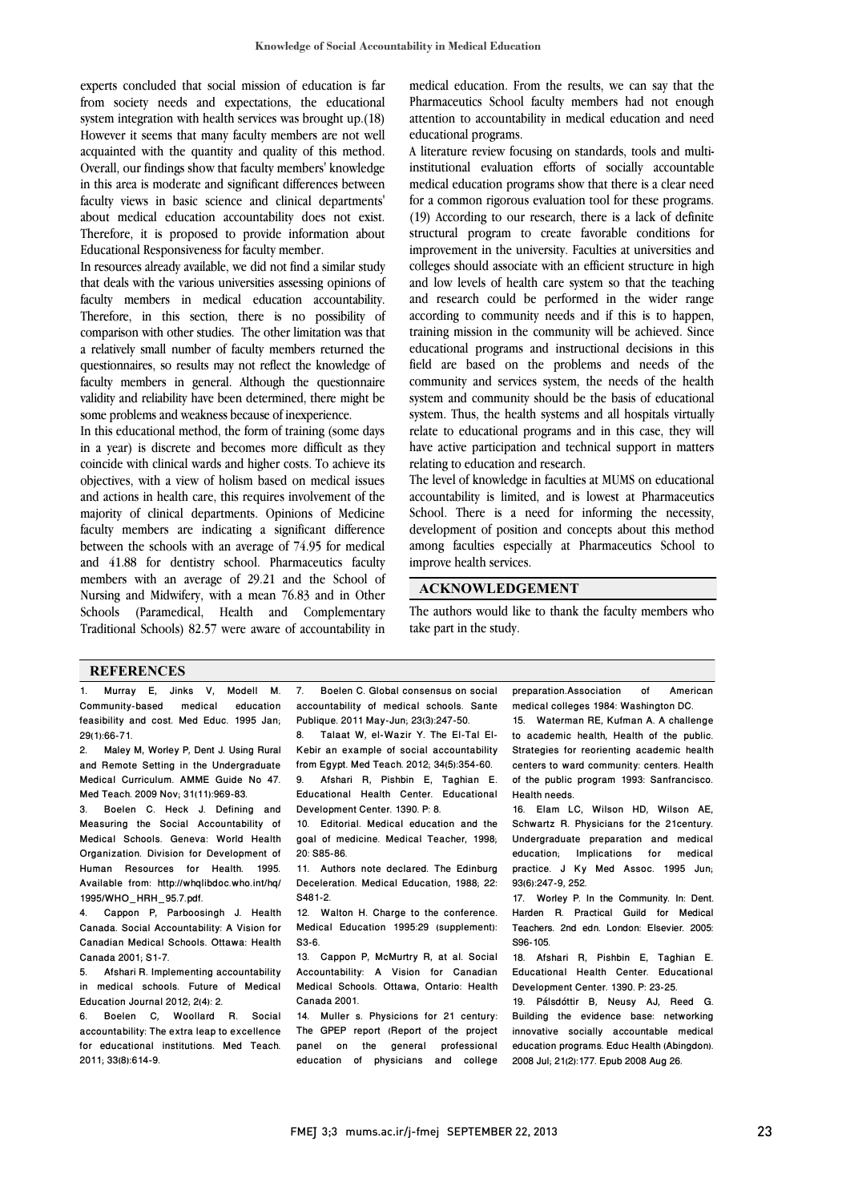experts concluded that social mission of education is far from society needs and expectations, the educational system integration with health services was brought up.(18) However it seems that many faculty members are not well acquainted with the quantity and quality of this method. Overall, our findings show that faculty members' knowledge in this area is moderate and significant differences between faculty views in basic science and clinical departments' about medical education accountability does not exist. Therefore, it is proposed to provide information about Educational Responsiveness for faculty member.

In resources already available, we did not find a similar study that deals with the various universities assessing opinions of faculty members in medical education accountability. Therefore, in this section, there is no possibility of comparison with other studies. The other limitation was that a relatively small number of faculty members returned the questionnaires, so results may not reflect the knowledge of faculty members in general. Although the questionnaire validity and reliability have been determined, there might be some problems and weakness because of inexperience.

In this educational method, the form of training (some days in a year) is discrete and becomes more difficult as they coincide with clinical wards and higher costs. To achieve its objectives, with a view of holism based on medical issues and actions in health care, this requires involvement of the majority of clinical departments. Opinions of Medicine faculty members are indicating a significant difference between the schools with an average of 74.95 for medical and 41.88 for dentistry school. Pharmaceutics faculty members with an average of 29.21 and the School of Nursing and Midwifery, with a mean 76.83 and in Other Schools (Paramedical, Health and Complementary Traditional Schools) 82.57 were aware of accountability in medical education. From the results, we can say that the Pharmaceutics School faculty members had not enough attention to accountability in medical education and need educational programs.

A literature review focusing on standards, tools and multi-institutional evaluation efforts of socially accountable medical education programs show that there is a clear need for a common rigorous evaluation tool for these programs. (19) According to our research, there is a lack of definite structural program to create favorable conditions for improvement in the university. Faculties at universities and colleges should associate with an efficient structure in high and low levels of health care system so that the teaching and research could be performed in the wider range according to community needs and if this is to happen, training mission in the community will be achieved. Since educational programs and instructional decisions in this field are based on the problems and needs of the community and services system, the needs of the health system and community should be the basis of educational system. Thus, the health systems and all hospitals virtually relate to educational programs and in this case, they will have active participation and technical support in matters relating to education and research.

The level of knowledge in faculties at MUMS on educational accountability is limited, and is lowest at Pharmaceutics School. There is a need for informing the necessity, development of position and concepts about this method among faculties especially at Pharmaceutics School to improve health services.

## ACKNOWLEDGEMENT

The authors would like to thank the faculty members who take part in the study.

## REFERENCES

1. Murray E, Jinks V, Modell M. Community-based medical education feasibility and cost. Med Educ. 1995 Jan; 29(1):66-71.
2. Maley M, Worley P, Dent J. Using Rural and Remote Setting in the Undergraduate Medical Curriculum. AMME Guide No 47. Med Teach. 2009 Nov; 31(11):969-83.
3. Boelen C. Heck J. Defining and Measuring the Social Accountability of Medical Schools. Geneva: World Health Organization. Division for Development of Human Resources for Health. 1995. Available from: http://whqlibdoc.who.int/hq/1995/WHO_HRH_95.7.pdf.
4. Cappon P, Parboosingh J. Health Canada. Social Accountability: A Vision for Canadian Medical Schools. Ottawa: Health Canada 2001; S1-7.
5. Afshari R. Implementing accountability in medical schools. Future of Medical Education Journal 2012; 2(4): 2.
6. Boelen C, Woollard R. Social accountability: The extra leap to excellence for educational institutions. Med Teach. 2011; 33(8):614-9.
7. Boelen C. Global consensus on social accountability of medical schools. Sante Publique. 2011 May-Jun; 23(3):247-50.
8. Talaat W, el-Wazir Y. The El-Tal El-Kebir an example of social accountability from Egypt. Med Teach. 2012; 34(5):354-60.
9. Afshari R, Pishbin E, Taghian E. Educational Health Center. Educational Development Center. 1390. P: 8.
10. Editorial. Medical education and the goal of medicine. Medical Teacher, 1998; 20: S85-86.
11. Authors note declared. The Edinburg Deceleration. Medical Education, 1988; 22: S481-2.
12. Walton H. Charge to the conference. Medical Education 1995:29 (supplement): S3-6.
13. Cappon P, McMurtry R, at al. Social Accountability: A Vision for Canadian Medical Schools. Ottawa, Ontario: Health Canada 2001.
14. Muller s. Physicions for 21 century: The GPEP report (Report of the project panel on the general professional education of physicians and college preparation.Association of American medical colleges 1984: Washington DC.
15. Waterman RE, Kufman A. A challenge to academic health, Health of the public. Strategies for reorienting academic health centers to ward community: centers. Health of the public program 1993: Sanfrancisco. Health needs.
16. Elam LC, Wilson HD, Wilson AE, Schwartz R. Physicians for the 21century. Undergraduate preparation and medical education; Implications for medical practice. J Ky Med Assoc. 1995 Jun; 93(6):247-9, 252.
17. Worley P. In the Community. In: Dent. Harden R. Practical Guild for Medical Teachers. 2nd edn. London: Elsevier. 2005: S96-105.
18. Afshari R, Pishbin E, Taghian E. Educational Health Center. Educational Development Center. 1390. P: 23-25.
19. Pálsdóttir B, Neusy AJ, Reed G. Building the evidence base: networking innovative socially accountable medical education programs. Educ Health (Abingdon). 2008 Jul; 21(2):177. Epub 2008 Aug 26.